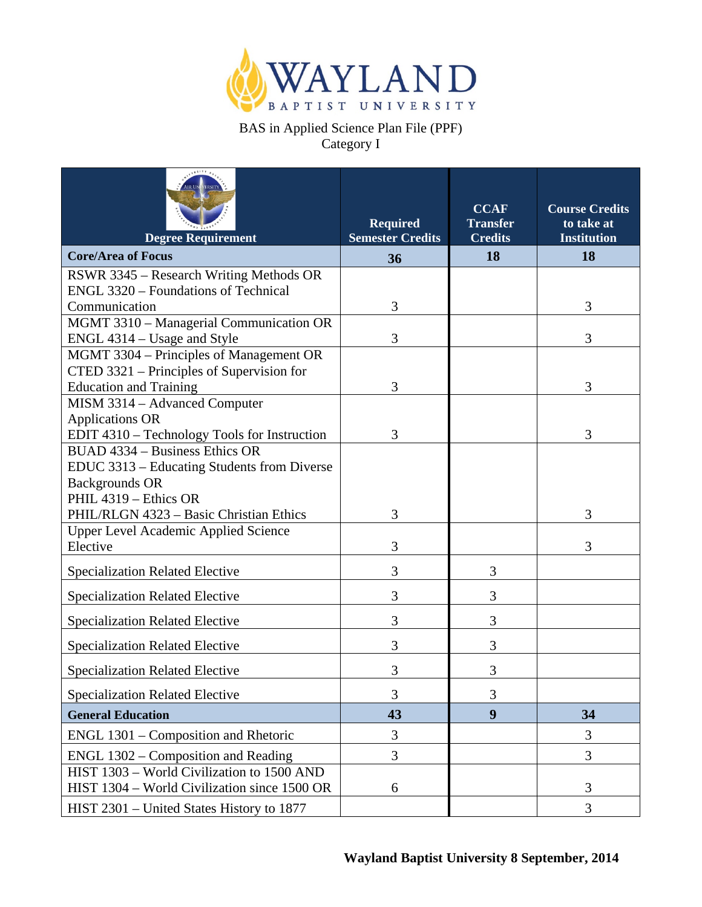# WAYLAND BAPTIST UNIVERSITY

BAS in Applied Science Plan File (PPF)
Category I

| Degree Requirement | Required Semester Credits | CCAF Transfer Credits | Course Credits to take at Institution |
|---|---|---|---|
| **Core/Area of Focus** | **36** | **18** | **18** |
| RSWR 3345 – Research Writing Methods OR ENGL 3320 – Foundations of Technical Communication | 3 | | 3 |
| MGMT 3310 – Managerial Communication OR ENGL 4314 – Usage and Style | 3 | | 3 |
| MGMT 3304 – Principles of Management OR CTED 3321 – Principles of Supervision for Education and Training | 3 | | 3 |
| MISM 3314 – Advanced Computer Applications OR EDIT 4310 – Technology Tools for Instruction | 3 | | 3 |
| BUAD 4334 – Business Ethics OR EDUC 3313 – Educating Students from Diverse Backgrounds OR PHIL 4319 – Ethics OR PHIL/RLGN 4323 – Basic Christian Ethics | 3 | | 3 |
| Upper Level Academic Applied Science Elective | 3 | | 3 |
| Specialization Related Elective | 3 | 3 | |
| Specialization Related Elective | 3 | 3 | |
| Specialization Related Elective | 3 | 3 | |
| Specialization Related Elective | 3 | 3 | |
| Specialization Related Elective | 3 | 3 | |
| Specialization Related Elective | 3 | 3 | |
| **General Education** | **43** | **9** | **34** |
| ENGL 1301 – Composition and Rhetoric | 3 | | 3 |
| ENGL 1302 – Composition and Reading | 3 | | 3 |
| HIST 1303 – World Civilization to 1500 AND HIST 1304 – World Civilization since 1500 OR | 6 | | 3 |
| HIST 2301 – United States History to 1877 | | | 3 |

**Wayland Baptist University 8 September, 2014**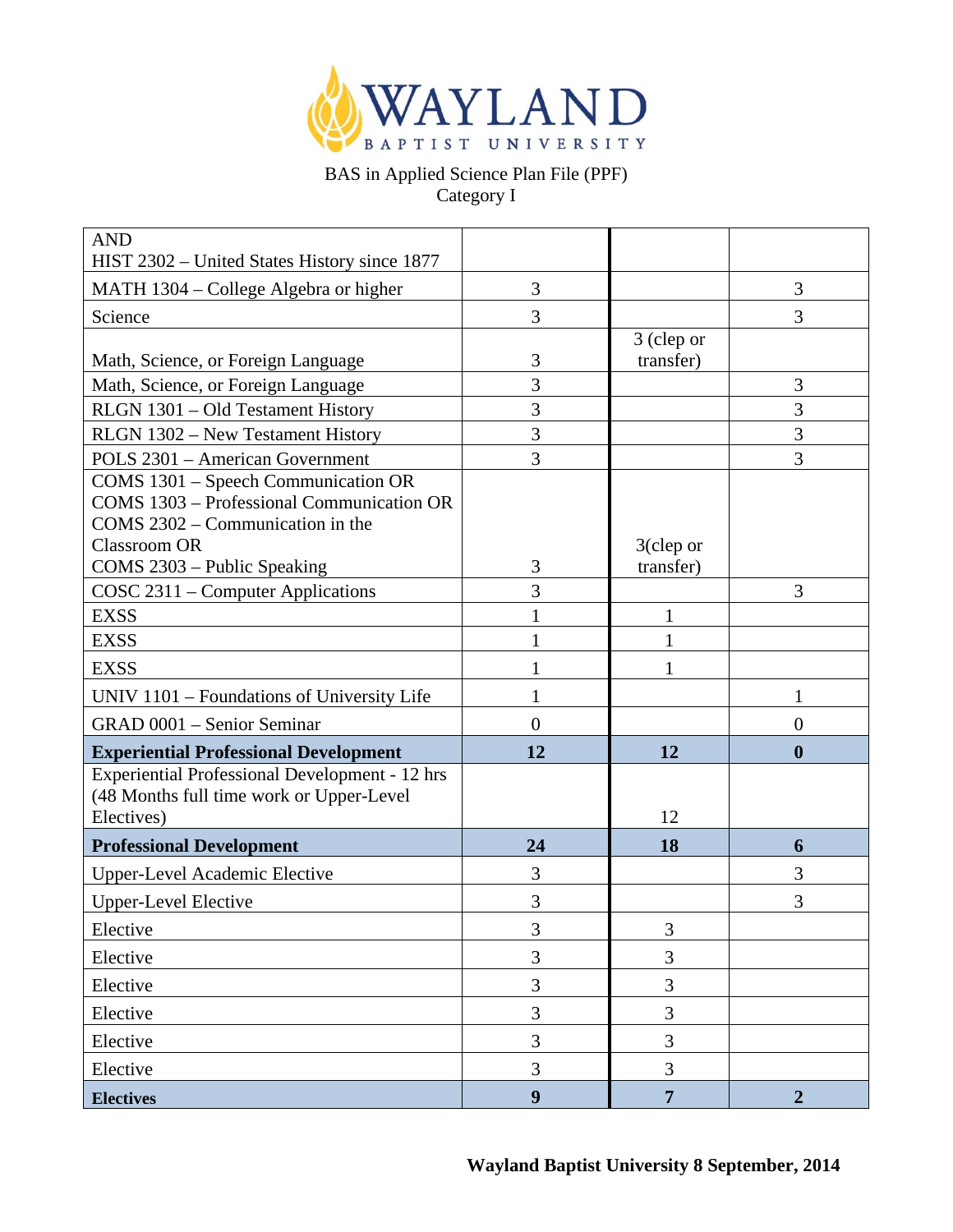WAYLAND BAPTIST UNIVERSITY

BAS in Applied Science Plan File (PPF)
Category I

| | | | |
|---|---|---|---|
| AND<br>HIST 2302 – United States History since 1877 | | | |
| MATH 1304 – College Algebra or higher | 3 | | 3 |
| Science | 3 | | 3 |
| Math, Science, or Foreign Language | 3 | 3 (clep or transfer) | |
| Math, Science, or Foreign Language | 3 | | 3 |
| RLGN 1301 – Old Testament History | 3 | | 3 |
| RLGN 1302 – New Testament History | 3 | | 3 |
| POLS 2301 – American Government | 3 | | 3 |
| COMS 1301 – Speech Communication OR<br>COMS 1303 – Professional Communication OR<br>COMS 2302 – Communication in the Classroom OR<br>COMS 2303 – Public Speaking | 3 | 3(clep or transfer) | |
| COSC 2311 – Computer Applications | 3 | | 3 |
| EXSS | 1 | 1 | |
| EXSS | 1 | 1 | |
| EXSS | 1 | 1 | |
| UNIV 1101 – Foundations of University Life | 1 | | 1 |
| GRAD 0001 – Senior Seminar | 0 | | 0 |
| **Experiential Professional Development** | **12** | **12** | **0** |
| Experiential Professional Development - 12 hrs (48 Months full time work or Upper-Level Electives) | | 12 | |
| **Professional Development** | **24** | **18** | **6** |
| Upper-Level Academic Elective | 3 | | 3 |
| Upper-Level Elective | 3 | | 3 |
| Elective | 3 | 3 | |
| Elective | 3 | 3 | |
| Elective | 3 | 3 | |
| Elective | 3 | 3 | |
| Elective | 3 | 3 | |
| Elective | 3 | 3 | |
| **Electives** | **9** | **7** | **2** |

**Wayland Baptist University 8 September, 2014**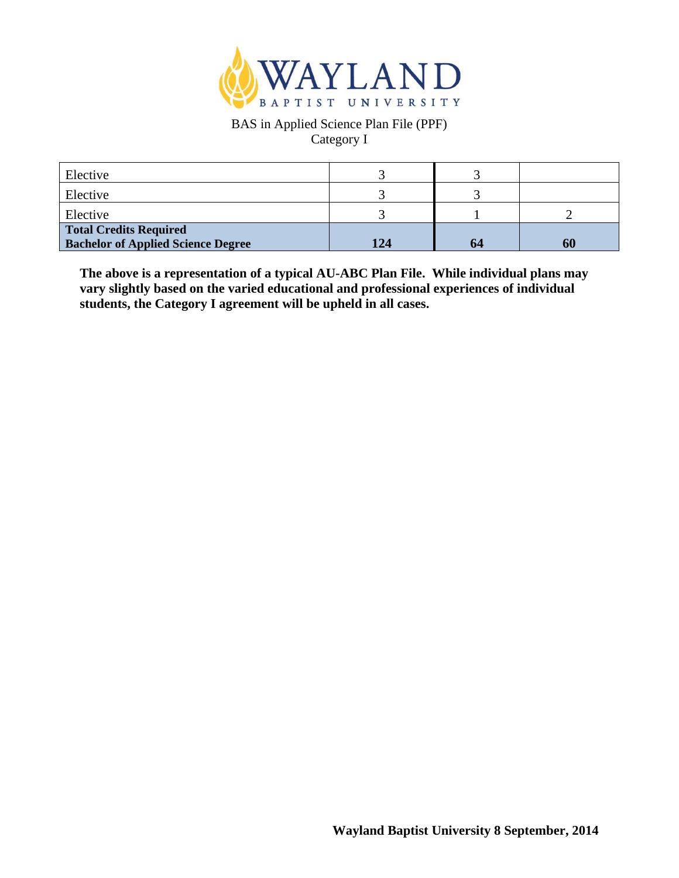# WAYLAND BAPTIST UNIVERSITY

BAS in Applied Science Plan File (PPF)
Category I

| | | | |
|---|---|---|---|
| Elective | 3 | 3 | |
| Elective | 3 | 3 | |
| Elective | 3 | 1 | 2 |
| **Total Credits Required Bachelor of Applied Science Degree** | **124** | **64** | **60** |

**The above is a representation of a typical AU-ABC Plan File. While individual plans may vary slightly based on the varied educational and professional experiences of individual students, the Category I agreement will be upheld in all cases.**

**Wayland Baptist University 8 September, 2014**